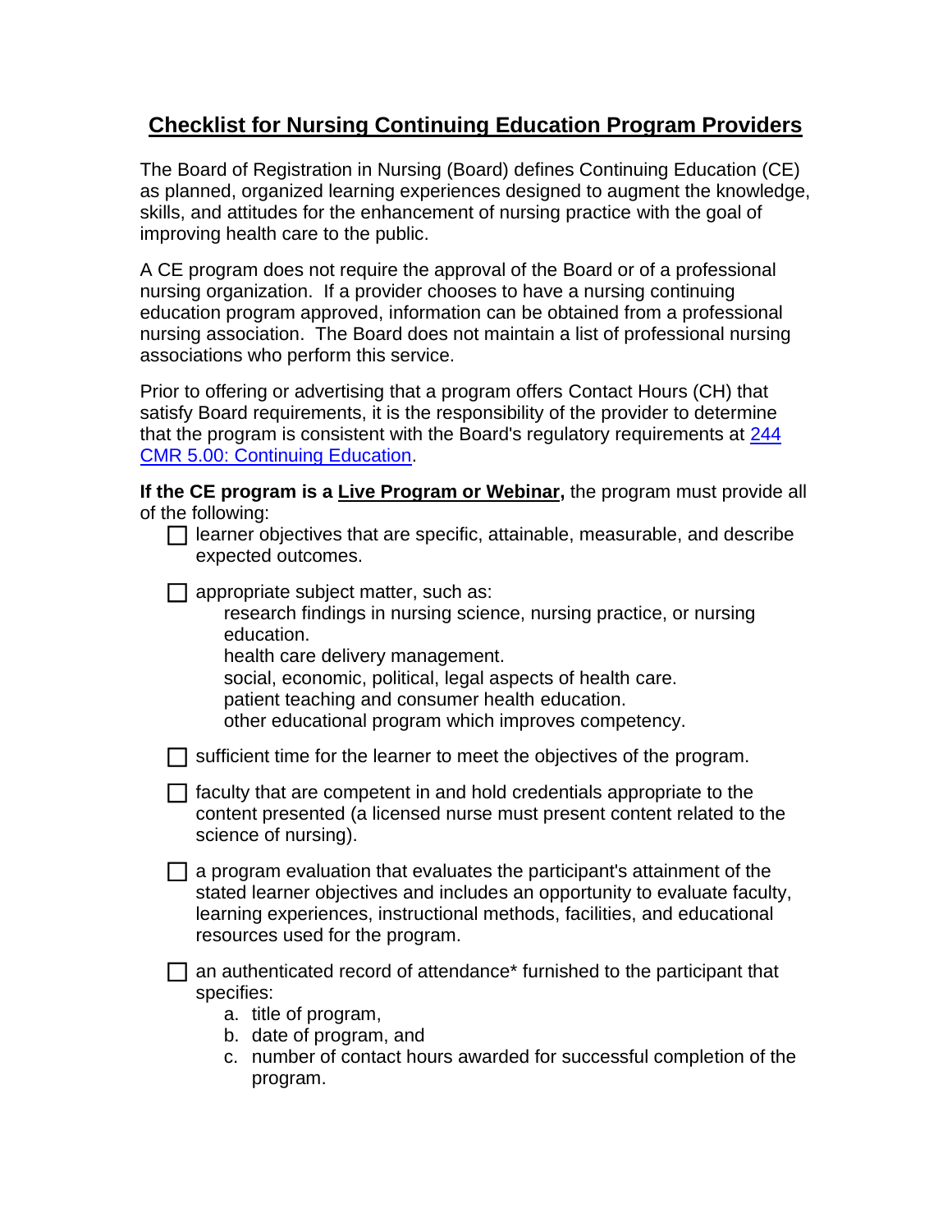# Checklist for Nursing Continuing Education Program Providers

The Board of Registration in Nursing (Board) defines Continuing Education (CE) as planned, organized learning experiences designed to augment the knowledge, skills, and attitudes for the enhancement of nursing practice with the goal of improving health care to the public.

A CE program does not require the approval of the Board or of a professional nursing organization. If a provider chooses to have a nursing continuing education program approved, information can be obtained from a professional nursing association. The Board does not maintain a list of professional nursing associations who perform this service.

Prior to offering or advertising that a program offers Contact Hours (CH) that satisfy Board requirements, it is the responsibility of the provider to determine that the program is consistent with the Board's regulatory requirements at [244 CMR 5.00: Continuing Education](244 CMR 5.00: Continuing Education).

**If the CE program is a Live Program or Webinar,** the program must provide all of the following:

- [ ] learner objectives that are specific, attainable, measurable, and describe expected outcomes.
- [ ] appropriate subject matter, such as:
  - research findings in nursing science, nursing practice, or nursing education.
  - health care delivery management.
  - social, economic, political, legal aspects of health care.
  - patient teaching and consumer health education.
  - other educational program which improves competency.
- [ ] sufficient time for the learner to meet the objectives of the program.
- [ ] faculty that are competent in and hold credentials appropriate to the content presented (a licensed nurse must present content related to the science of nursing).
- [ ] a program evaluation that evaluates the participant's attainment of the stated learner objectives and includes an opportunity to evaluate faculty, learning experiences, instructional methods, facilities, and educational resources used for the program.
- [ ] an authenticated record of attendance* furnished to the participant that specifies:
  a. title of program,
  b. date of program, and
  c. number of contact hours awarded for successful completion of the program.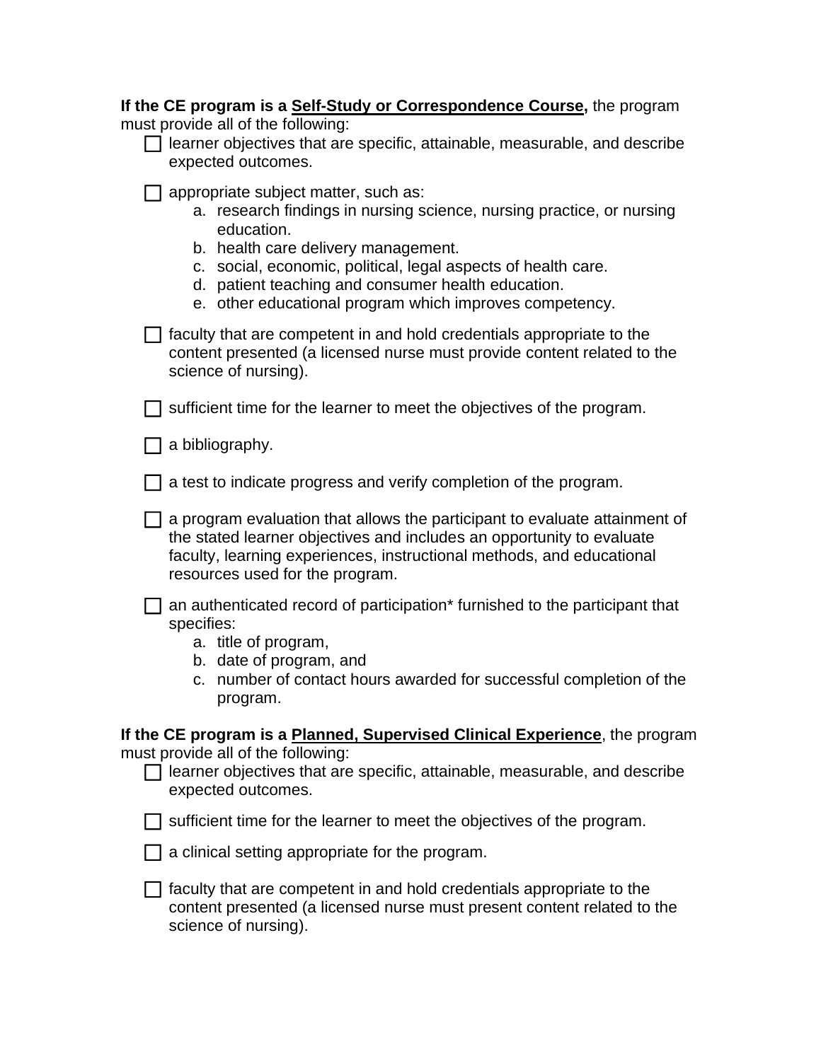**If the CE program is a <u>Self-Study or Correspondence Course</u>,** the program must provide all of the following:

- ☐ learner objectives that are specific, attainable, measurable, and describe expected outcomes.

- ☐ appropriate subject matter, such as:
    a. research findings in nursing science, nursing practice, or nursing education.
    b. health care delivery management.
    c. social, economic, political, legal aspects of health care.
    d. patient teaching and consumer health education.
    e. other educational program which improves competency.

- ☐ faculty that are competent in and hold credentials appropriate to the content presented (a licensed nurse must provide content related to the science of nursing).

- ☐ sufficient time for the learner to meet the objectives of the program.

- ☐ a bibliography.

- ☐ a test to indicate progress and verify completion of the program.

- ☐ a program evaluation that allows the participant to evaluate attainment of the stated learner objectives and includes an opportunity to evaluate faculty, learning experiences, instructional methods, and educational resources used for the program.

- ☐ an authenticated record of participation* furnished to the participant that specifies:
    a. title of program,
    b. date of program, and
    c. number of contact hours awarded for successful completion of the program.

**If the CE program is a <u>Planned, Supervised Clinical Experience</u>**, the program must provide all of the following:

- ☐ learner objectives that are specific, attainable, measurable, and describe expected outcomes.

- ☐ sufficient time for the learner to meet the objectives of the program.

- ☐ a clinical setting appropriate for the program.

- ☐ faculty that are competent in and hold credentials appropriate to the content presented (a licensed nurse must present content related to the science of nursing).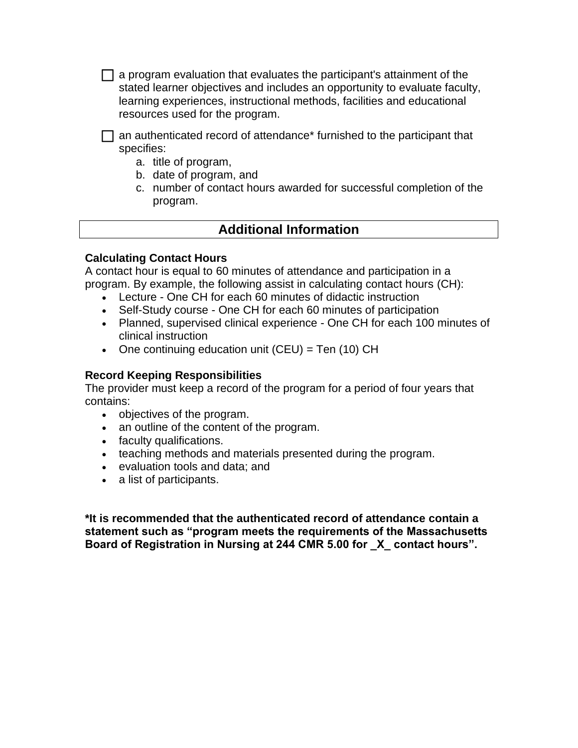- [ ] a program evaluation that evaluates the participant's attainment of the stated learner objectives and includes an opportunity to evaluate faculty, learning experiences, instructional methods, facilities and educational resources used for the program.

- [ ] an authenticated record of attendance* furnished to the participant that specifies:
    a. title of program,
    b. date of program, and
    c. number of contact hours awarded for successful completion of the program.

## Additional Information

**Calculating Contact Hours**
A contact hour is equal to 60 minutes of attendance and participation in a program. By example, the following assist in calculating contact hours (CH):

- Lecture - One CH for each 60 minutes of didactic instruction
- Self-Study course - One CH for each 60 minutes of participation
- Planned, supervised clinical experience - One CH for each 100 minutes of clinical instruction
- One continuing education unit (CEU) = Ten (10) CH

**Record Keeping Responsibilities**
The provider must keep a record of the program for a period of four years that contains:

- objectives of the program.
- an outline of the content of the program.
- faculty qualifications.
- teaching methods and materials presented during the program.
- evaluation tools and data; and
- a list of participants.

**\*It is recommended that the authenticated record of attendance contain a statement such as "program meets the requirements of the Massachusetts Board of Registration in Nursing at 244 CMR 5.00 for _X_ contact hours".**